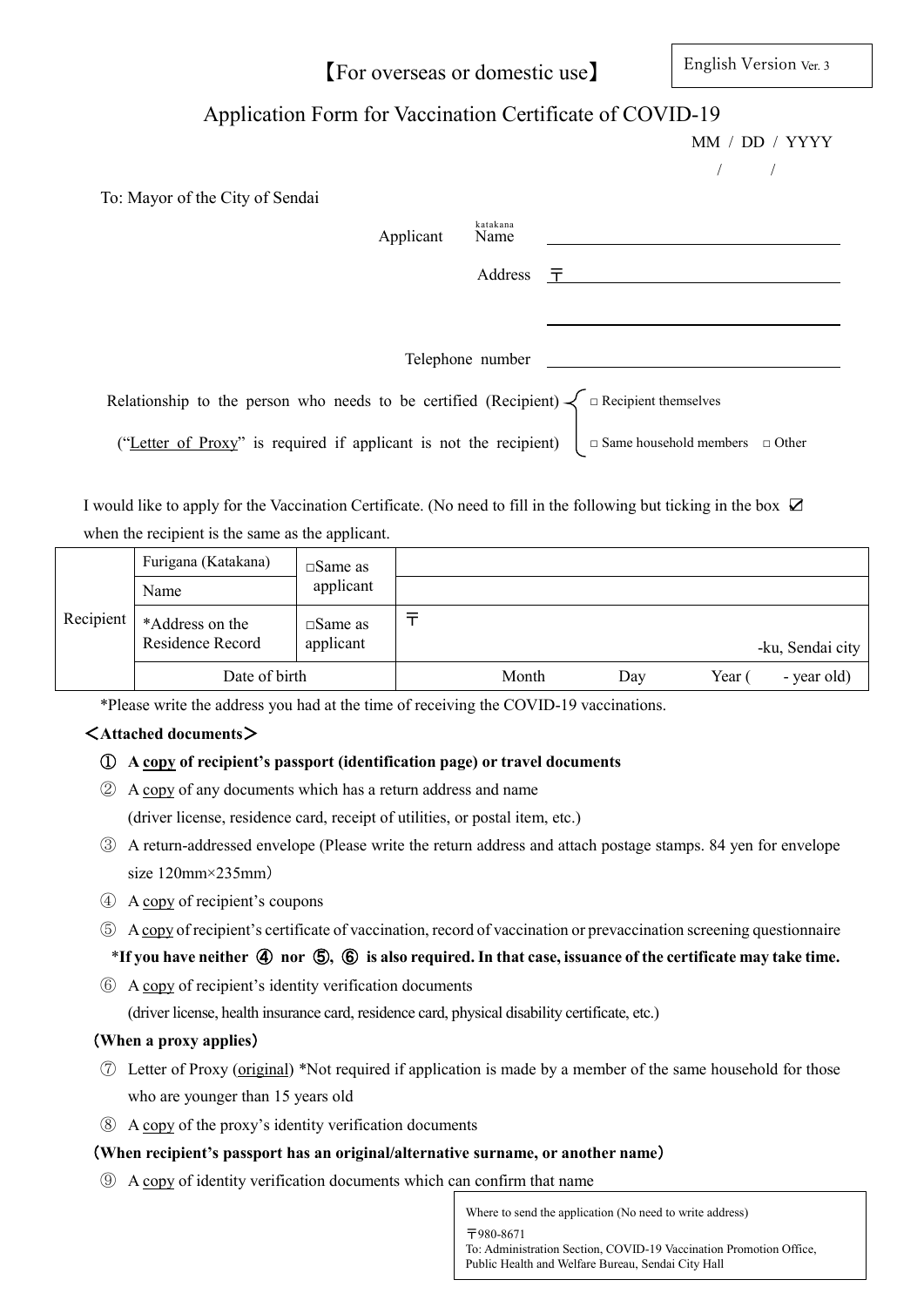English Version Ver. 3

【For overseas or domestic use】

# Application Form for Vaccination Certificate of COVID-19

MM / DD / YYYY

/ /

To: Mayor of the City of Sendai

Applicant Name (katakana) ______________________

Address 〒 ______________________

______________________

Telephone number ______________________

Relationship to the person who needs to be certified (Recipient)
("Letter of Proxy" is required if applicant is not the recipient)

- □ Recipient themselves
- □ Same household members □ Other

I would like to apply for the Vaccination Certificate. (No need to fill in the following but ticking in the box ☑ when the recipient is the same as the applicant.

| Recipient | Furigana (Katakana) | □Same as applicant | |
|---|---|---|---|
| | Name | | |
| | *Address on the Residence Record | □Same as applicant | 〒 -ku, Sendai city |
| | Date of birth | | Month Day Year ( - year old) |

*Please write the address you had at the time of receiving the COVID-19 vaccinations.

**＜Attached documents＞**

① **A copy of recipient's passport (identification page) or travel documents**

② A copy of any documents which has a return address and name (driver license, residence card, receipt of utilities, or postal item, etc.)

③ A return-addressed envelope (Please write the return address and attach postage stamps. 84 yen for envelope size 120mm×235mm)

④ A copy of recipient's coupons

⑤ A copy of recipient's certificate of vaccination, record of vaccination or prevaccination screening questionnaire

**\*If you have neither ④ nor ⑤, ⑥ is also required. In that case, issuance of the certificate may take time.**

⑥ A copy of recipient's identity verification documents (driver license, health insurance card, residence card, physical disability certificate, etc.)

**(When a proxy applies)**

⑦ Letter of Proxy (original) *Not required if application is made by a member of the same household for those who are younger than 15 years old

⑧ A copy of the proxy's identity verification documents

**(When recipient's passport has an original/alternative surname, or another name)**

⑨ A copy of identity verification documents which can confirm that name

Where to send the application (No need to write address)
〒980-8671
To: Administration Section, COVID-19 Vaccination Promotion Office, Public Health and Welfare Bureau, Sendai City Hall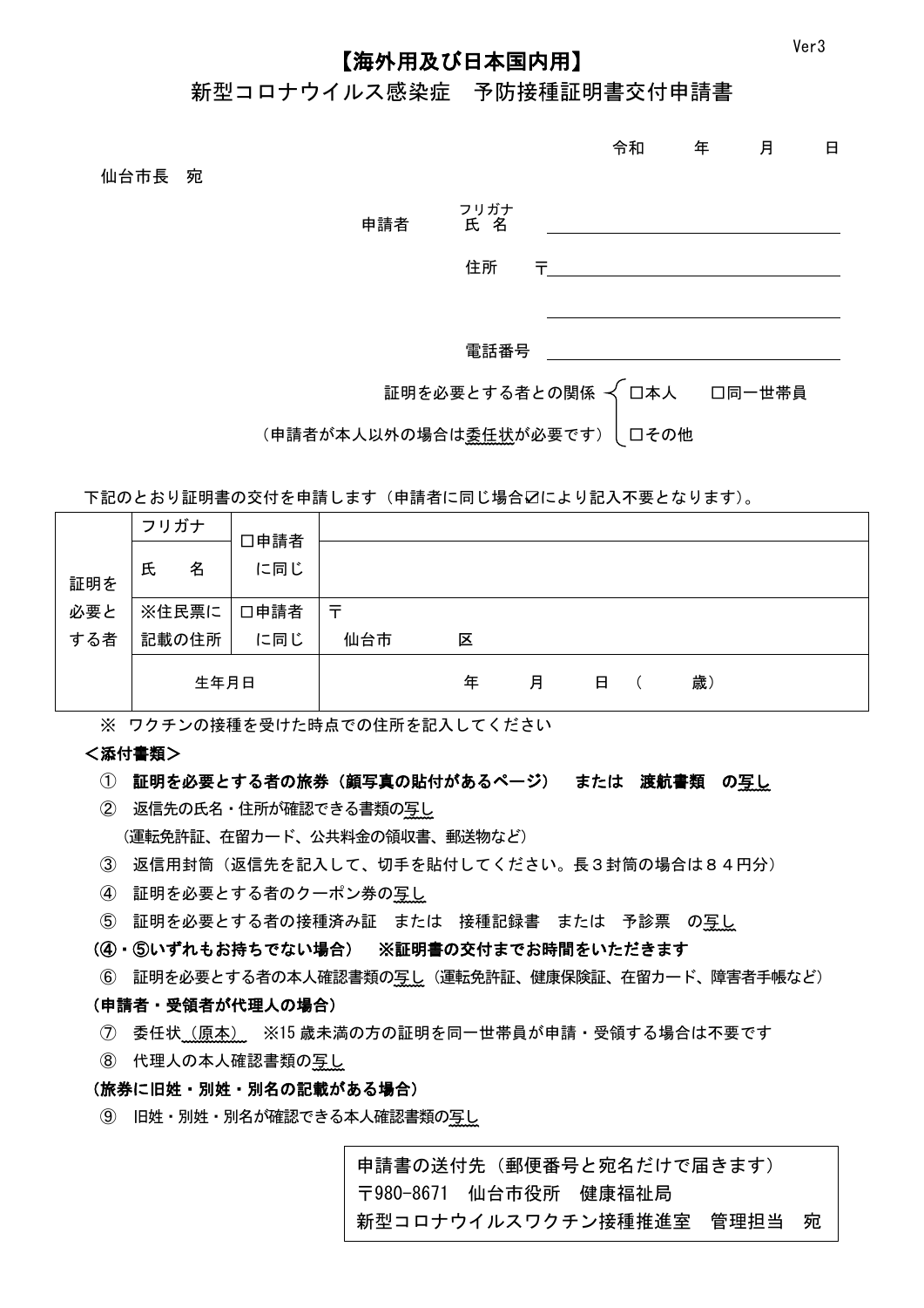Ver3

# 【海外用及び日本国内用】

## 新型コロナウイルス感染症　予防接種証明書交付申請書

令和　　年　　月　　日

仙台市長　宛

申請者　フリガナ 氏 名 ＿＿＿＿＿＿＿＿＿＿＿＿＿＿＿＿

住所　〒＿＿＿＿＿＿＿＿＿＿＿＿＿＿＿＿

＿＿＿＿＿＿＿＿＿＿＿＿＿＿＿＿

電話番号 ＿＿＿＿＿＿＿＿＿＿＿＿＿＿＿＿

証明を必要とする者との関係　□本人　□同一世帯員　□その他

（申請者が本人以外の場合は委任状が必要です）

下記のとおり証明書の交付を申請します（申請者に同じ場合☑により記入不要となります）。

| | | | |
|---|---|---|---|
| 証明を必要とする者 | フリガナ | □申請者に同じ | |
| | 氏　名 | | |
| | ※住民票に記載の住所 | □申請者に同じ | 〒<br>仙台市　　　区 |
| | 生年月日 | | 年　　月　　日（　　歳） |

※ ワクチンの接種を受けた時点での住所を記入してください

**＜添付書類＞**

① **証明を必要とする者の旅券（顔写真の貼付があるページ）　または　渡航書類　の写し**

② 返信先の氏名・住所が確認できる書類の写し
（運転免許証、在留カード、公共料金の領収書、郵送物など）

③ 返信用封筒（返信先を記入して、切手を貼付してください。長３封筒の場合は８４円分）

④ 証明を必要とする者のクーポン券の写し

⑤ 証明を必要とする者の接種済み証　または　接種記録書　または　予診票　の写し

**（④・⑤いずれもお持ちでない場合）　※証明書の交付までお時間をいただきます**

⑥ 証明を必要とする者の本人確認書類の写し（運転免許証、健康保険証、在留カード、障害者手帳など）

**（申請者・受領者が代理人の場合）**

⑦ 委任状（原本）　※15 歳未満の方の証明を同一世帯員が申請・受領する場合は不要です

⑧ 代理人の本人確認書類の写し

**（旅券に旧姓・別姓・別名の記載がある場合）**

⑨ 旧姓・別姓・別名が確認できる本人確認書類の写し

申請書の送付先（郵便番号と宛名だけで届きます）
〒980-8671　仙台市役所　健康福祉局
新型コロナウイルスワクチン接種推進室　管理担当　宛